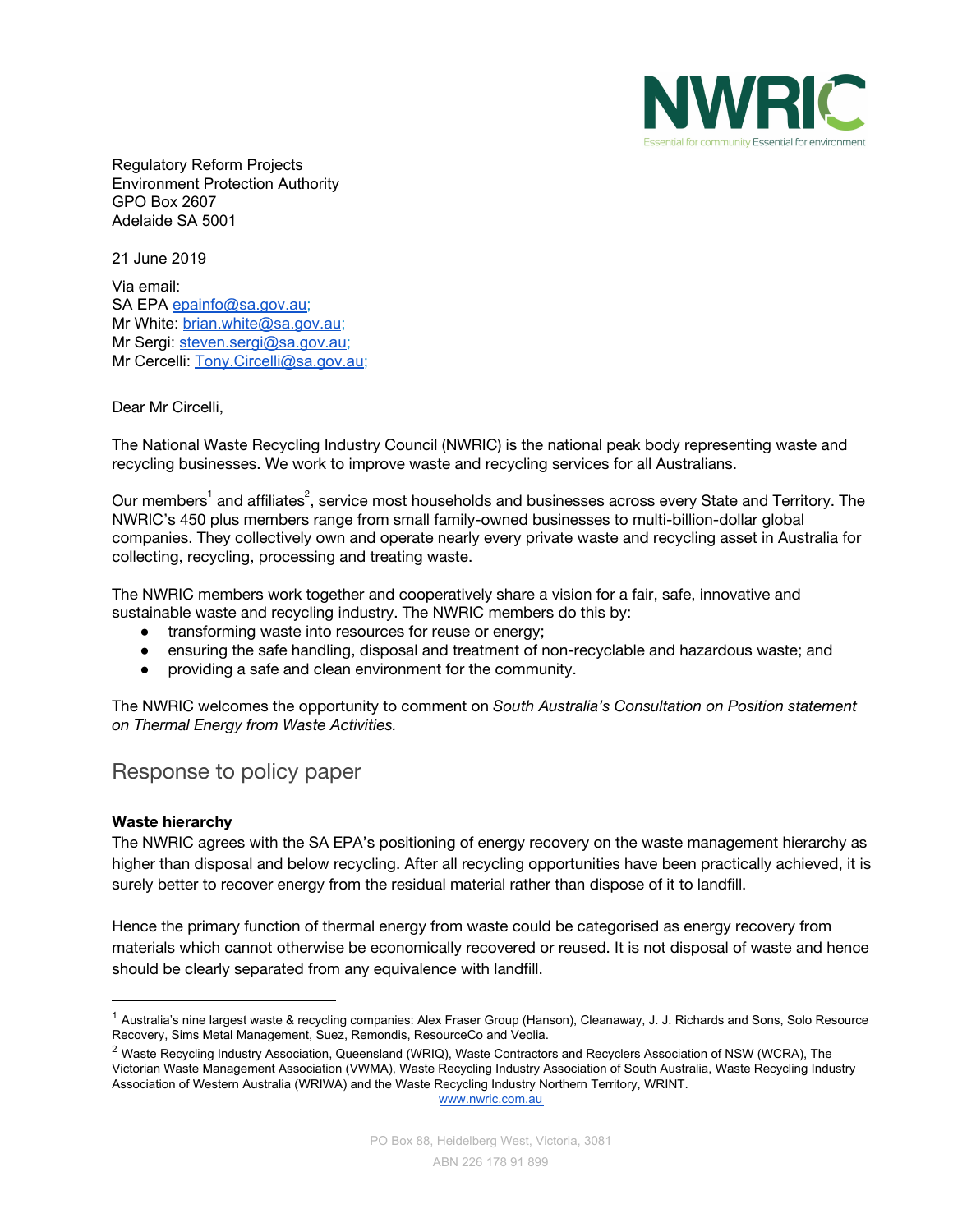NWRIC

Essential for community Essential for environment

Regulatory Reform Projects
Environment Protection Authority
GPO Box 2607
Adelaide SA 5001

21 June 2019

Via email:
SA EPA epainfo@sa.gov.au;
Mr White: brian.white@sa.gov.au;
Mr Sergi: steven.sergi@sa.gov.au;
Mr Cercelli: Tony.Circelli@sa.gov.au;

Dear Mr Circelli,

The National Waste Recycling Industry Council (NWRIC) is the national peak body representing waste and recycling businesses. We work to improve waste and recycling services for all Australians.

Our members[1] and affiliates[2], service most households and businesses across every State and Territory. The NWRIC's 450 plus members range from small family-owned businesses to multi-billion-dollar global companies. They collectively own and operate nearly every private waste and recycling asset in Australia for collecting, recycling, processing and treating waste.

The NWRIC members work together and cooperatively share a vision for a fair, safe, innovative and sustainable waste and recycling industry. The NWRIC members do this by:

- transforming waste into resources for reuse or energy;
- ensuring the safe handling, disposal and treatment of non-recyclable and hazardous waste; and
- providing a safe and clean environment for the community.

The NWRIC welcomes the opportunity to comment on *South Australia's Consultation on Position statement on Thermal Energy from Waste Activities.*

## Response to policy paper

**Waste hierarchy**

The NWRIC agrees with the SA EPA's positioning of energy recovery on the waste management hierarchy as higher than disposal and below recycling. After all recycling opportunities have been practically achieved, it is surely better to recover energy from the residual material rather than dispose of it to landfill.

Hence the primary function of thermal energy from waste could be categorised as energy recovery from materials which cannot otherwise be economically recovered or reused. It is not disposal of waste and hence should be clearly separated from any equivalence with landfill.

[1] Australia's nine largest waste & recycling companies: Alex Fraser Group (Hanson), Cleanaway, J. J. Richards and Sons, Solo Resource Recovery, Sims Metal Management, Suez, Remondis, ResourceCo and Veolia.

[2] Waste Recycling Industry Association, Queensland (WRIQ), Waste Contractors and Recyclers Association of NSW (WCRA), The Victorian Waste Management Association (VWMA), Waste Recycling Industry Association of South Australia, Waste Recycling Industry Association of Western Australia (WRIWA) and the Waste Recycling Industry Northern Territory, WRINT.

www.nwric.com.au

PO Box 88, Heidelberg West, Victoria, 3081

ABN 226 178 91 899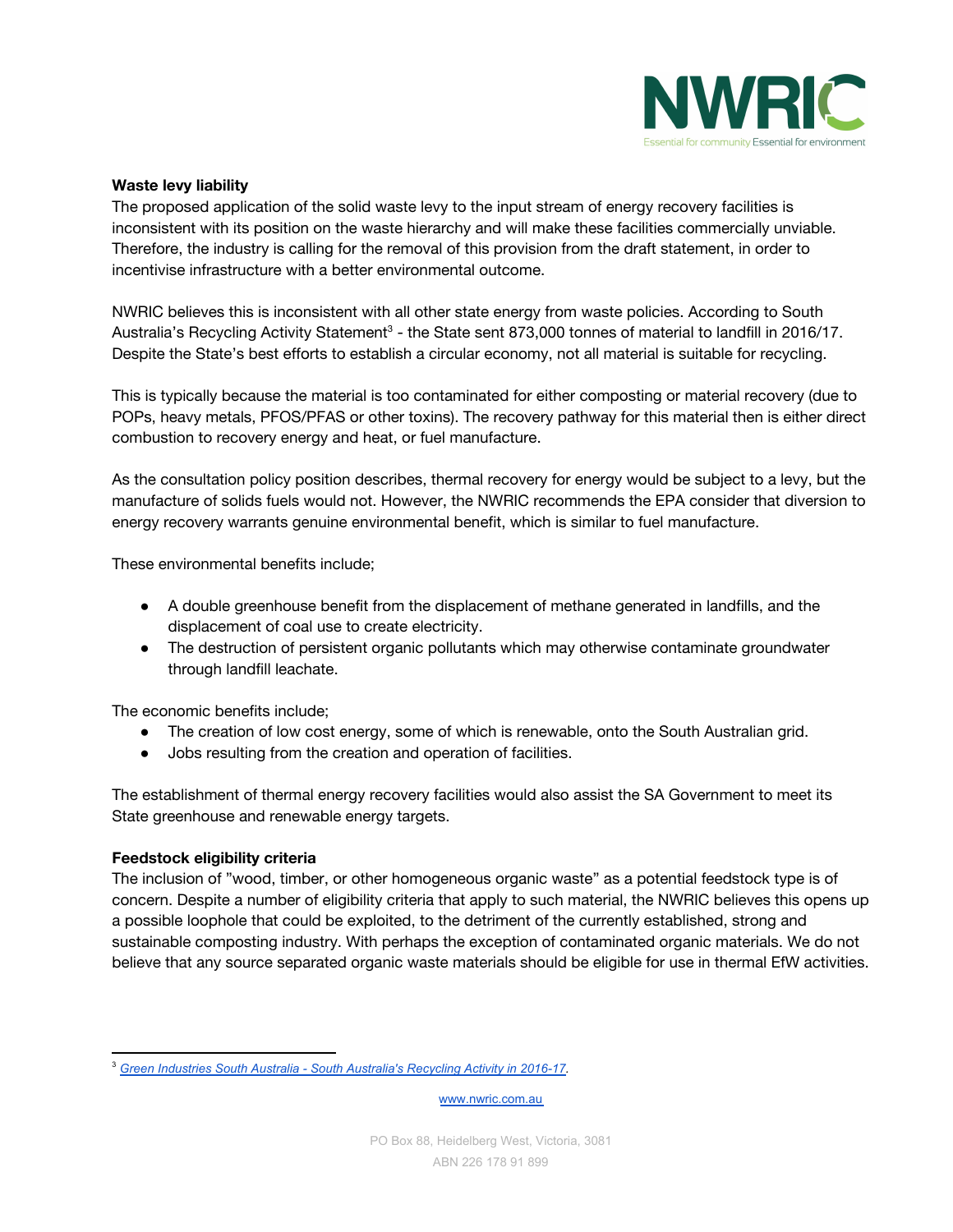**Waste levy liability**

The proposed application of the solid waste levy to the input stream of energy recovery facilities is inconsistent with its position on the waste hierarchy and will make these facilities commercially unviable. Therefore, the industry is calling for the removal of this provision from the draft statement, in order to incentivise infrastructure with a better environmental outcome.

NWRIC believes this is inconsistent with all other state energy from waste policies. According to South Australia's Recycling Activity Statement[3] - the State sent 873,000 tonnes of material to landfill in 2016/17. Despite the State's best efforts to establish a circular economy, not all material is suitable for recycling.

This is typically because the material is too contaminated for either composting or material recovery (due to POPs, heavy metals, PFOS/PFAS or other toxins). The recovery pathway for this material then is either direct combustion to recovery energy and heat, or fuel manufacture.

As the consultation policy position describes, thermal recovery for energy would be subject to a levy, but the manufacture of solids fuels would not. However, the NWRIC recommends the EPA consider that diversion to energy recovery warrants genuine environmental benefit, which is similar to fuel manufacture.

These environmental benefits include;

- A double greenhouse benefit from the displacement of methane generated in landfills, and the displacement of coal use to create electricity.
- The destruction of persistent organic pollutants which may otherwise contaminate groundwater through landfill leachate.

The economic benefits include;

- The creation of low cost energy, some of which is renewable, onto the South Australian grid.
- Jobs resulting from the creation and operation of facilities.

The establishment of thermal energy recovery facilities would also assist the SA Government to meet its State greenhouse and renewable energy targets.

**Feedstock eligibility criteria**

The inclusion of "wood, timber, or other homogeneous organic waste" as a potential feedstock type is of concern. Despite a number of eligibility criteria that apply to such material, the NWRIC believes this opens up a possible loophole that could be exploited, to the detriment of the currently established, strong and sustainable composting industry. With perhaps the exception of contaminated organic materials. We do not believe that any source separated organic waste materials should be eligible for use in thermal EfW activities.

[3] *Green Industries South Australia - South Australia's Recycling Activity in 2016-17*.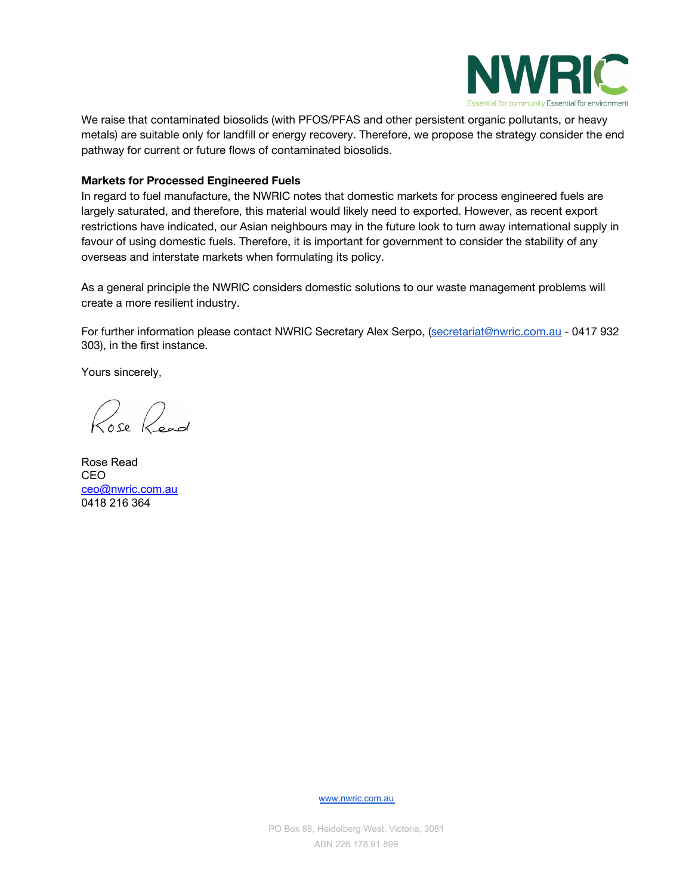We raise that contaminated biosolids (with PFOS/PFAS and other persistent organic pollutants, or heavy metals) are suitable only for landfill or energy recovery. Therefore, we propose the strategy consider the end pathway for current or future flows of contaminated biosolids.

**Markets for Processed Engineered Fuels**

In regard to fuel manufacture, the NWRIC notes that domestic markets for process engineered fuels are largely saturated, and therefore, this material would likely need to exported. However, as recent export restrictions have indicated, our Asian neighbours may in the future look to turn away international supply in favour of using domestic fuels. Therefore, it is important for government to consider the stability of any overseas and interstate markets when formulating its policy.

As a general principle the NWRIC considers domestic solutions to our waste management problems will create a more resilient industry.

For further information please contact NWRIC Secretary Alex Serpo, (secretariat@nwric.com.au - 0417 932 303), in the first instance.

Yours sincerely,

Rose Read
CEO
ceo@nwric.com.au
0418 216 364